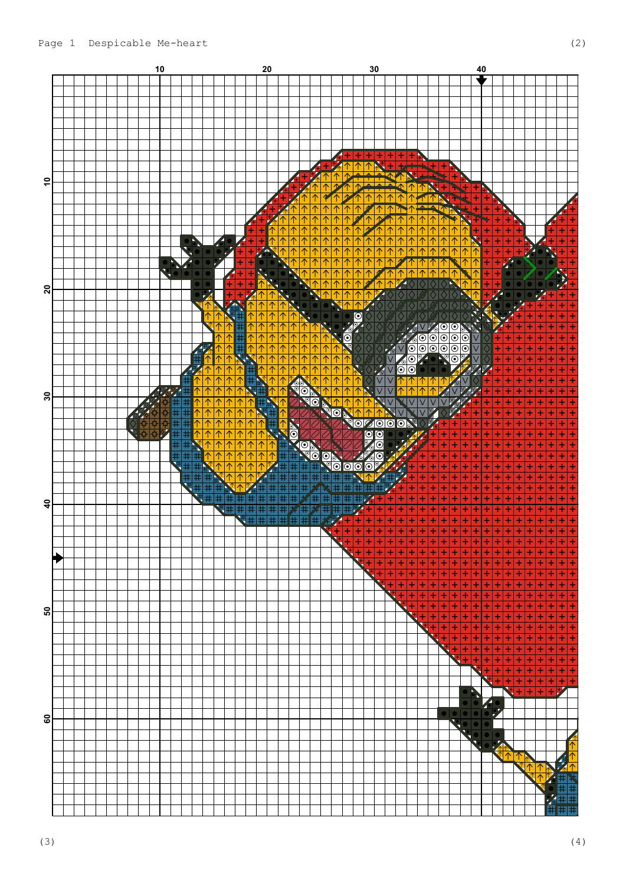Page 1 Despicable Me-heart

(2)

10
20
30
40

10
20
30
40
50
60

(3)

(4)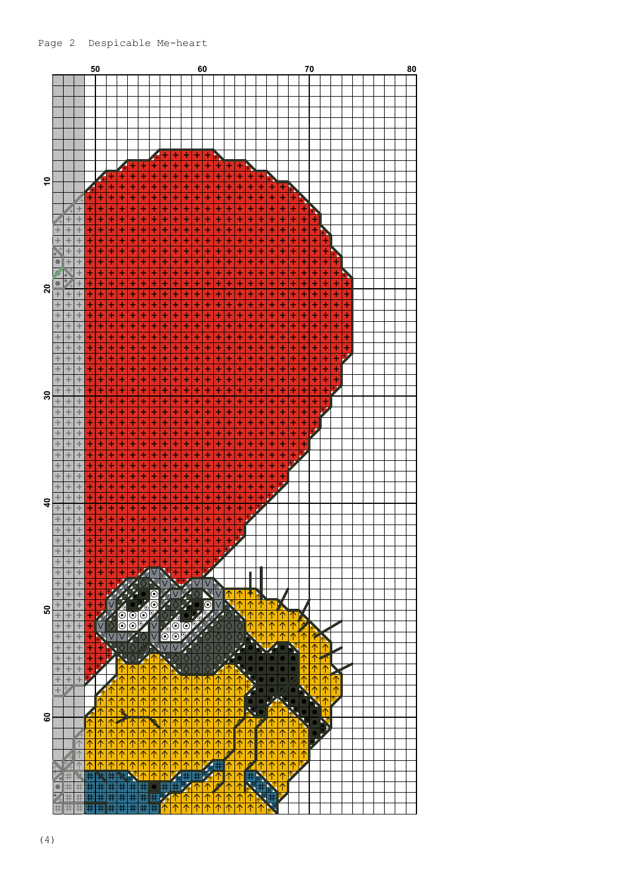Page 2 Despicable Me-heart

50

60

70

80

10

20

30

40

50

60

(4)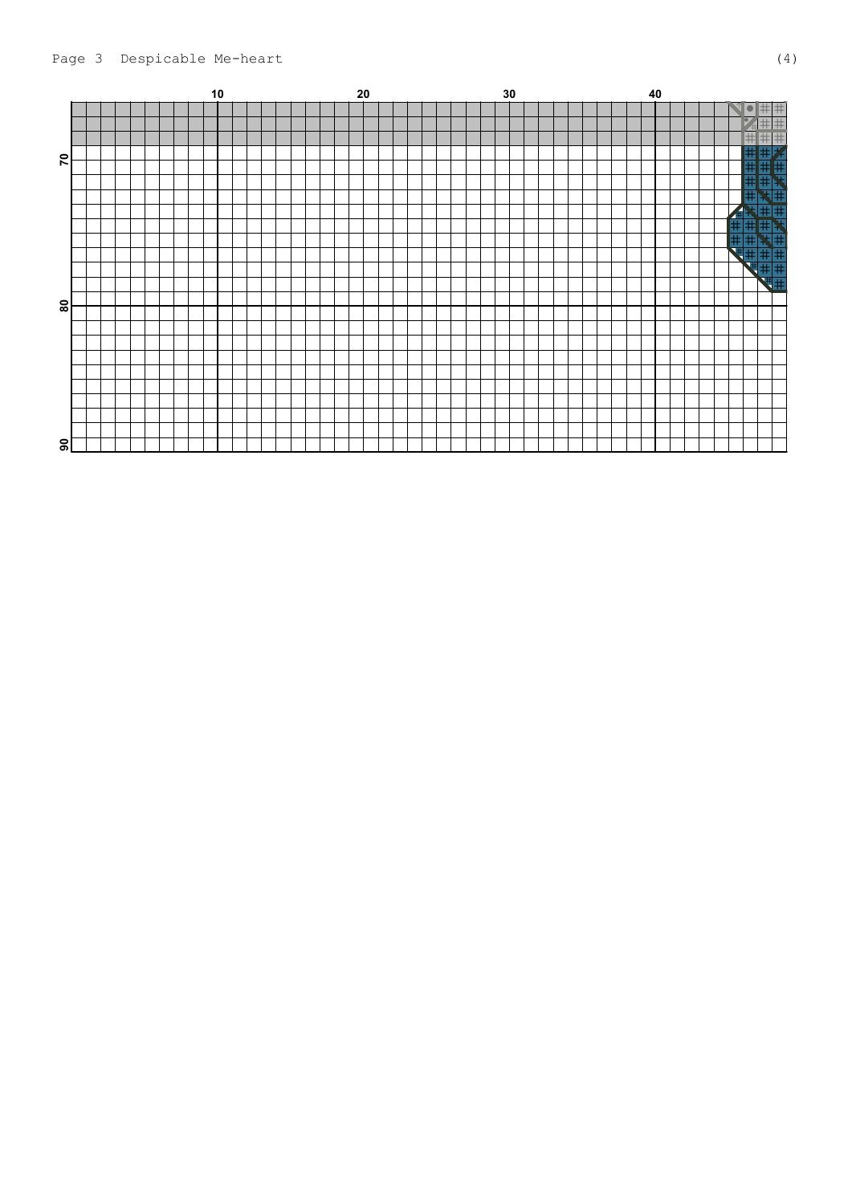10

20

30

40

70

80

90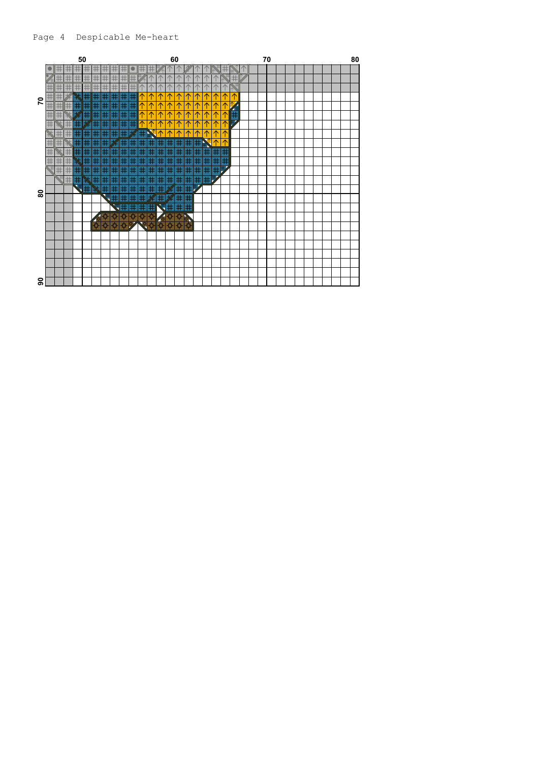Page 4 Despicable Me-heart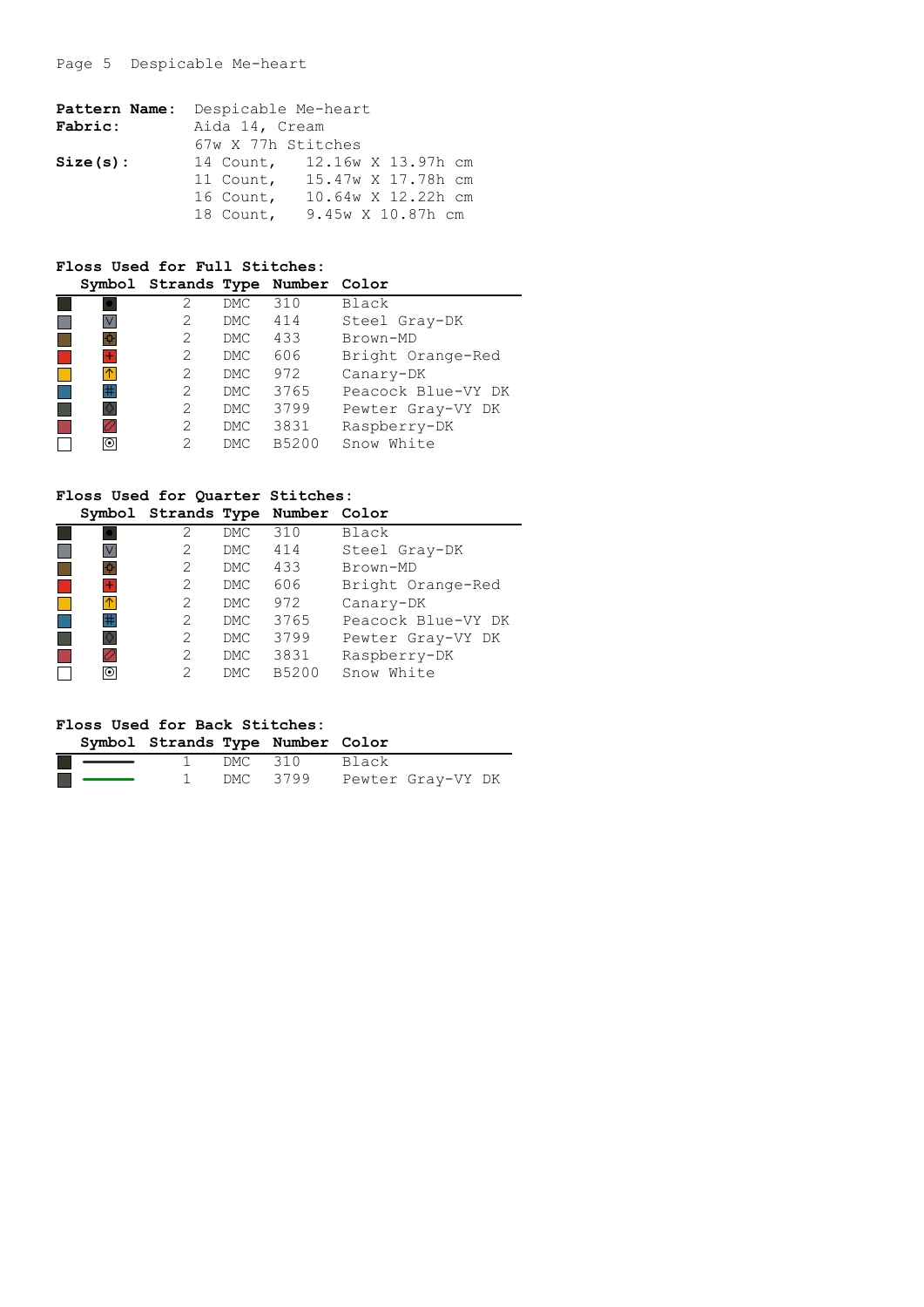**Pattern Name:** Despicable Me-heart

**Fabric:** Aida 14, Cream

67w X 77h Stitches

**Size(s):**

14 Count, 12.16w X 13.97h cm
11 Count, 15.47w X 17.78h cm
16 Count, 10.64w X 12.22h cm
18 Count, 9.45w X 10.87h cm

**Floss Used for Full Stitches:**

| Symbol | Strands | Type | Number | Color |
|---|---|---|---|---|
| ■ | 2 | DMC | 310 | Black |
| V | 2 | DMC | 414 | Steel Gray-DK |
| ✿ | 2 | DMC | 433 | Brown-MD |
| + | 2 | DMC | 606 | Bright Orange-Red |
| ↑ | 2 | DMC | 972 | Canary-DK |
| # | 2 | DMC | 3765 | Peacock Blue-VY DK |
| ◊ | 2 | DMC | 3799 | Pewter Gray-VY DK |
| / | 2 | DMC | 3831 | Raspberry-DK |
| ⊙ | 2 | DMC | B5200 | Snow White |

**Floss Used for Quarter Stitches:**

| Symbol | Strands | Type | Number | Color |
|---|---|---|---|---|
| ■ | 2 | DMC | 310 | Black |
| V | 2 | DMC | 414 | Steel Gray-DK |
| ✿ | 2 | DMC | 433 | Brown-MD |
| + | 2 | DMC | 606 | Bright Orange-Red |
| ↑ | 2 | DMC | 972 | Canary-DK |
| # | 2 | DMC | 3765 | Peacock Blue-VY DK |
| ◊ | 2 | DMC | 3799 | Pewter Gray-VY DK |
| / | 2 | DMC | 3831 | Raspberry-DK |
| ⊙ | 2 | DMC | B5200 | Snow White |

**Floss Used for Back Stitches:**

| Symbol | Strands | Type | Number | Color |
|---|---|---|---|---|
| —— | 1 | DMC | 310 | Black |
| —— | 1 | DMC | 3799 | Pewter Gray-VY DK |